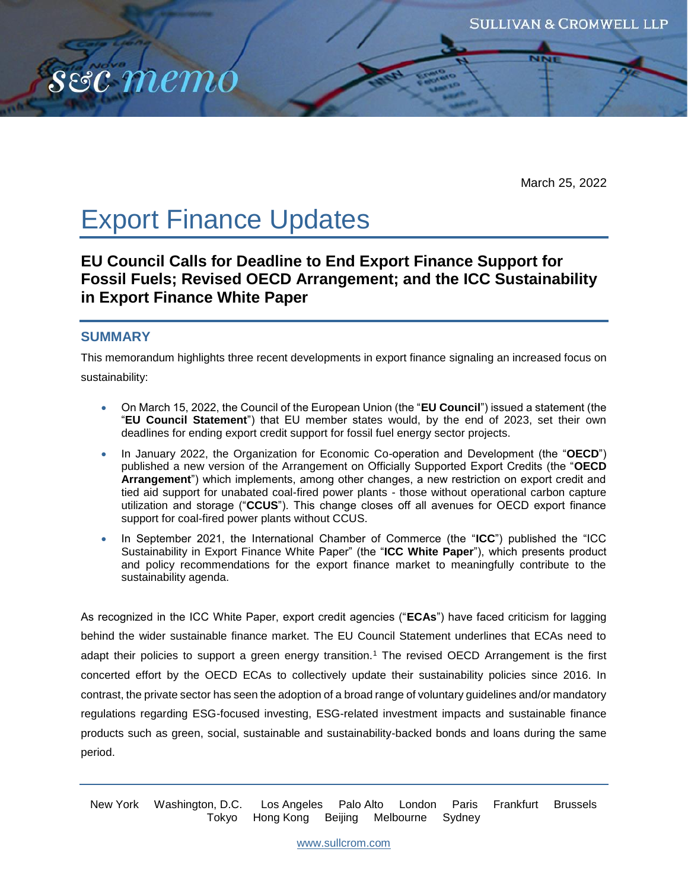March 25, 2022

# Export Finance Updates

## EU Council Calls for Deadline to End Export Finance Support for Fossil Fuels; Revised OECD Arrangement; and the ICC Sustainability in Export Finance White Paper

### SUMMARY

This memorandum highlights three recent developments in export finance signaling an increased focus on sustainability:

- On March 15, 2022, the Council of the European Union (the "**EU Council**") issued a statement (the "**EU Council Statement**") that EU member states would, by the end of 2023, set their own deadlines for ending export credit support for fossil fuel energy sector projects.
- In January 2022, the Organization for Economic Co-operation and Development (the "**OECD**") published a new version of the Arrangement on Officially Supported Export Credits (the "**OECD Arrangement**") which implements, among other changes, a new restriction on export credit and tied aid support for unabated coal-fired power plants - those without operational carbon capture utilization and storage ("**CCUS**"). This change closes off all avenues for OECD export finance support for coal-fired power plants without CCUS.
- In September 2021, the International Chamber of Commerce (the "**ICC**") published the "ICC Sustainability in Export Finance White Paper" (the "**ICC White Paper**"), which presents product and policy recommendations for the export finance market to meaningfully contribute to the sustainability agenda.

As recognized in the ICC White Paper, export credit agencies ("**ECAs**") have faced criticism for lagging behind the wider sustainable finance market. The EU Council Statement underlines that ECAs need to adapt their policies to support a green energy transition.[1] The revised OECD Arrangement is the first concerted effort by the OECD ECAs to collectively update their sustainability policies since 2016. In contrast, the private sector has seen the adoption of a broad range of voluntary guidelines and/or mandatory regulations regarding ESG-focused investing, ESG-related investment impacts and sustainable finance products such as green, social, sustainable and sustainability-backed bonds and loans during the same period.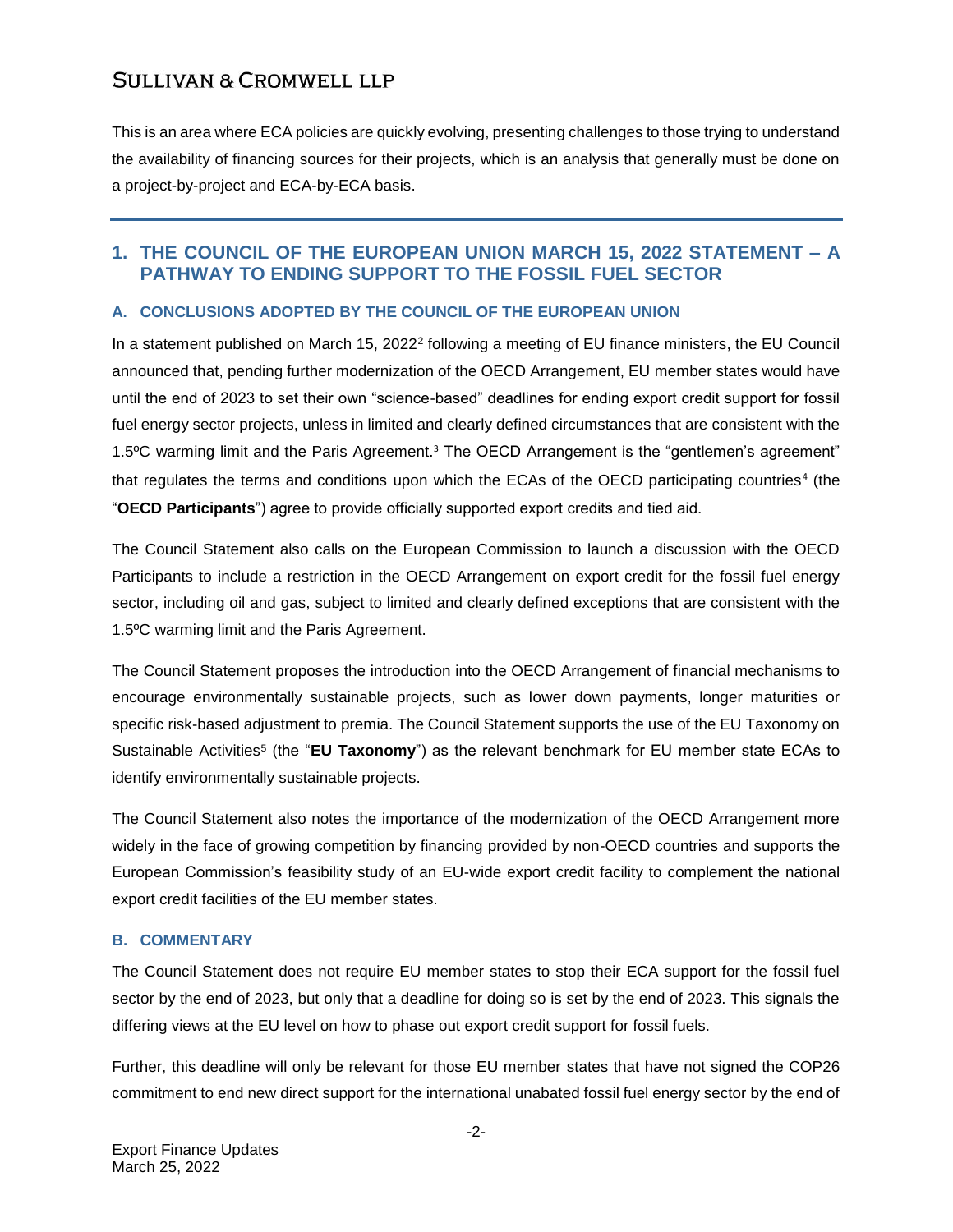This is an area where ECA policies are quickly evolving, presenting challenges to those trying to understand the availability of financing sources for their projects, which is an analysis that generally must be done on a project-by-project and ECA-by-ECA basis.

## 1. THE COUNCIL OF THE EUROPEAN UNION MARCH 15, 2022 STATEMENT – A PATHWAY TO ENDING SUPPORT TO THE FOSSIL FUEL SECTOR

### A. CONCLUSIONS ADOPTED BY THE COUNCIL OF THE EUROPEAN UNION

In a statement published on March 15, 2022[2] following a meeting of EU finance ministers, the EU Council announced that, pending further modernization of the OECD Arrangement, EU member states would have until the end of 2023 to set their own "science-based" deadlines for ending export credit support for fossil fuel energy sector projects, unless in limited and clearly defined circumstances that are consistent with the 1.5ºC warming limit and the Paris Agreement.[3] The OECD Arrangement is the "gentlemen's agreement" that regulates the terms and conditions upon which the ECAs of the OECD participating countries[4] (the "**OECD Participants**") agree to provide officially supported export credits and tied aid.

The Council Statement also calls on the European Commission to launch a discussion with the OECD Participants to include a restriction in the OECD Arrangement on export credit for the fossil fuel energy sector, including oil and gas, subject to limited and clearly defined exceptions that are consistent with the 1.5ºC warming limit and the Paris Agreement.

The Council Statement proposes the introduction into the OECD Arrangement of financial mechanisms to encourage environmentally sustainable projects, such as lower down payments, longer maturities or specific risk-based adjustment to premia. The Council Statement supports the use of the EU Taxonomy on Sustainable Activities[5] (the "**EU Taxonomy**") as the relevant benchmark for EU member state ECAs to identify environmentally sustainable projects.

The Council Statement also notes the importance of the modernization of the OECD Arrangement more widely in the face of growing competition by financing provided by non-OECD countries and supports the European Commission's feasibility study of an EU-wide export credit facility to complement the national export credit facilities of the EU member states.

### B. COMMENTARY

The Council Statement does not require EU member states to stop their ECA support for the fossil fuel sector by the end of 2023, but only that a deadline for doing so is set by the end of 2023. This signals the differing views at the EU level on how to phase out export credit support for fossil fuels.

Further, this deadline will only be relevant for those EU member states that have not signed the COP26 commitment to end new direct support for the international unabated fossil fuel energy sector by the end of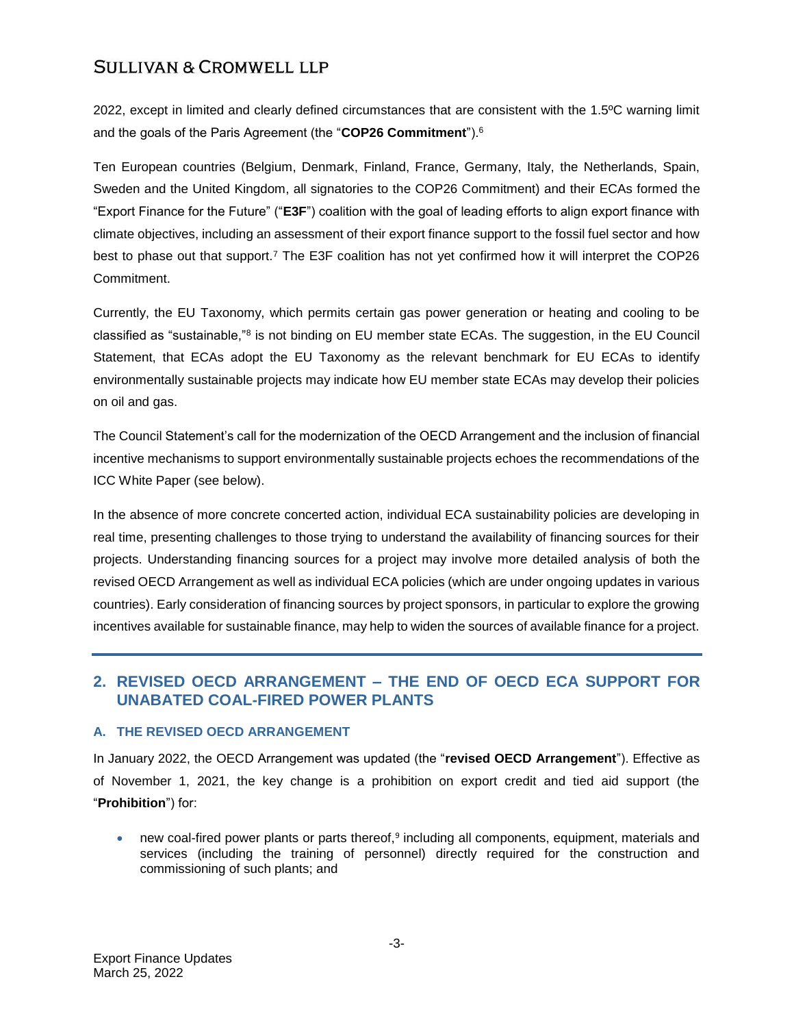2022, except in limited and clearly defined circumstances that are consistent with the 1.5ºC warning limit and the goals of the Paris Agreement (the "**COP26 Commitment**").[6]

Ten European countries (Belgium, Denmark, Finland, France, Germany, Italy, the Netherlands, Spain, Sweden and the United Kingdom, all signatories to the COP26 Commitment) and their ECAs formed the "Export Finance for the Future" ("**E3F**") coalition with the goal of leading efforts to align export finance with climate objectives, including an assessment of their export finance support to the fossil fuel sector and how best to phase out that support.[7] The E3F coalition has not yet confirmed how it will interpret the COP26 Commitment.

Currently, the EU Taxonomy, which permits certain gas power generation or heating and cooling to be classified as "sustainable,"[8] is not binding on EU member state ECAs. The suggestion, in the EU Council Statement, that ECAs adopt the EU Taxonomy as the relevant benchmark for EU ECAs to identify environmentally sustainable projects may indicate how EU member state ECAs may develop their policies on oil and gas.

The Council Statement's call for the modernization of the OECD Arrangement and the inclusion of financial incentive mechanisms to support environmentally sustainable projects echoes the recommendations of the ICC White Paper (see below).

In the absence of more concrete concerted action, individual ECA sustainability policies are developing in real time, presenting challenges to those trying to understand the availability of financing sources for their projects. Understanding financing sources for a project may involve more detailed analysis of both the revised OECD Arrangement as well as individual ECA policies (which are under ongoing updates in various countries). Early consideration of financing sources by project sponsors, in particular to explore the growing incentives available for sustainable finance, may help to widen the sources of available finance for a project.

## 2. REVISED OECD ARRANGEMENT – THE END OF OECD ECA SUPPORT FOR UNABATED COAL-FIRED POWER PLANTS

### A. THE REVISED OECD ARRANGEMENT

In January 2022, the OECD Arrangement was updated (the "**revised OECD Arrangement**"). Effective as of November 1, 2021, the key change is a prohibition on export credit and tied aid support (the "**Prohibition**") for:

- new coal-fired power plants or parts thereof,[9] including all components, equipment, materials and services (including the training of personnel) directly required for the construction and commissioning of such plants; and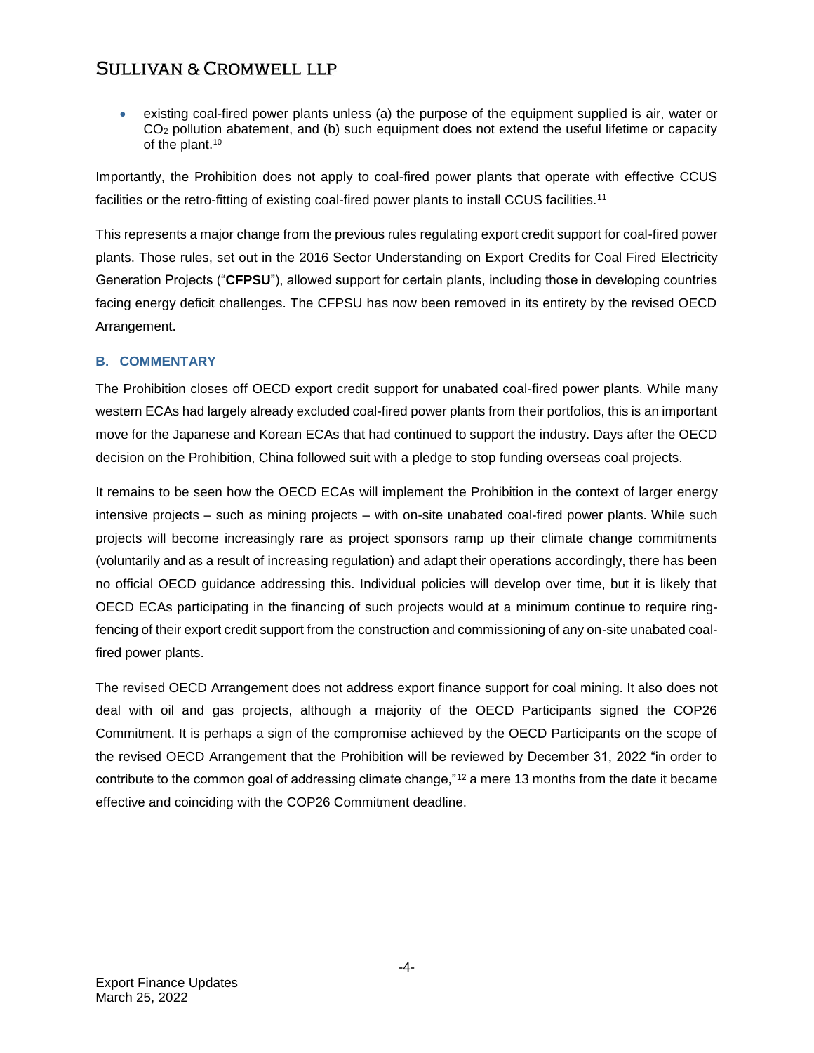- existing coal-fired power plants unless (a) the purpose of the equipment supplied is air, water or $CO_2$ pollution abatement, and (b) such equipment does not extend the useful lifetime or capacity of the plant.[10]

Importantly, the Prohibition does not apply to coal-fired power plants that operate with effective CCUS facilities or the retro-fitting of existing coal-fired power plants to install CCUS facilities.[11]

This represents a major change from the previous rules regulating export credit support for coal-fired power plants. Those rules, set out in the 2016 Sector Understanding on Export Credits for Coal Fired Electricity Generation Projects ("**CFPSU**"), allowed support for certain plants, including those in developing countries facing energy deficit challenges. The CFPSU has now been removed in its entirety by the revised OECD Arrangement.

### B. COMMENTARY

The Prohibition closes off OECD export credit support for unabated coal-fired power plants. While many western ECAs had largely already excluded coal-fired power plants from their portfolios, this is an important move for the Japanese and Korean ECAs that had continued to support the industry. Days after the OECD decision on the Prohibition, China followed suit with a pledge to stop funding overseas coal projects.

It remains to be seen how the OECD ECAs will implement the Prohibition in the context of larger energy intensive projects – such as mining projects – with on-site unabated coal-fired power plants. While such projects will become increasingly rare as project sponsors ramp up their climate change commitments (voluntarily and as a result of increasing regulation) and adapt their operations accordingly, there has been no official OECD guidance addressing this. Individual policies will develop over time, but it is likely that OECD ECAs participating in the financing of such projects would at a minimum continue to require ring-fencing of their export credit support from the construction and commissioning of any on-site unabated coal-fired power plants.

The revised OECD Arrangement does not address export finance support for coal mining. It also does not deal with oil and gas projects, although a majority of the OECD Participants signed the COP26 Commitment. It is perhaps a sign of the compromise achieved by the OECD Participants on the scope of the revised OECD Arrangement that the Prohibition will be reviewed by December 31, 2022 "in order to contribute to the common goal of addressing climate change,"[12] a mere 13 months from the date it became effective and coinciding with the COP26 Commitment deadline.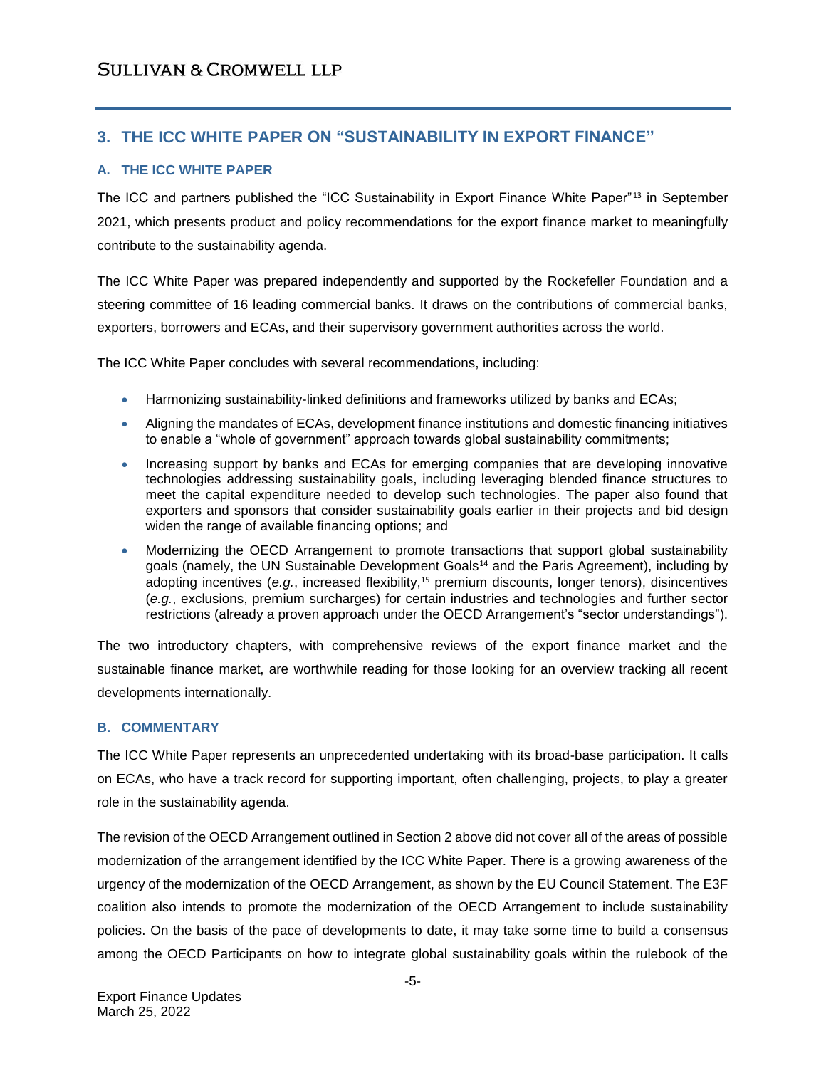## 3. THE ICC WHITE PAPER ON "SUSTAINABILITY IN EXPORT FINANCE"

### A. THE ICC WHITE PAPER

The ICC and partners published the "ICC Sustainability in Export Finance White Paper"[13] in September 2021, which presents product and policy recommendations for the export finance market to meaningfully contribute to the sustainability agenda.

The ICC White Paper was prepared independently and supported by the Rockefeller Foundation and a steering committee of 16 leading commercial banks. It draws on the contributions of commercial banks, exporters, borrowers and ECAs, and their supervisory government authorities across the world.

The ICC White Paper concludes with several recommendations, including:

- Harmonizing sustainability-linked definitions and frameworks utilized by banks and ECAs;
- Aligning the mandates of ECAs, development finance institutions and domestic financing initiatives to enable a "whole of government" approach towards global sustainability commitments;
- Increasing support by banks and ECAs for emerging companies that are developing innovative technologies addressing sustainability goals, including leveraging blended finance structures to meet the capital expenditure needed to develop such technologies. The paper also found that exporters and sponsors that consider sustainability goals earlier in their projects and bid design widen the range of available financing options; and
- Modernizing the OECD Arrangement to promote transactions that support global sustainability goals (namely, the UN Sustainable Development Goals[14] and the Paris Agreement), including by adopting incentives (*e.g.*, increased flexibility,[15] premium discounts, longer tenors), disincentives (*e.g.*, exclusions, premium surcharges) for certain industries and technologies and further sector restrictions (already a proven approach under the OECD Arrangement's "sector understandings").

The two introductory chapters, with comprehensive reviews of the export finance market and the sustainable finance market, are worthwhile reading for those looking for an overview tracking all recent developments internationally.

### B. COMMENTARY

The ICC White Paper represents an unprecedented undertaking with its broad-base participation. It calls on ECAs, who have a track record for supporting important, often challenging, projects, to play a greater role in the sustainability agenda.

The revision of the OECD Arrangement outlined in Section 2 above did not cover all of the areas of possible modernization of the arrangement identified by the ICC White Paper. There is a growing awareness of the urgency of the modernization of the OECD Arrangement, as shown by the EU Council Statement. The E3F coalition also intends to promote the modernization of the OECD Arrangement to include sustainability policies. On the basis of the pace of developments to date, it may take some time to build a consensus among the OECD Participants on how to integrate global sustainability goals within the rulebook of the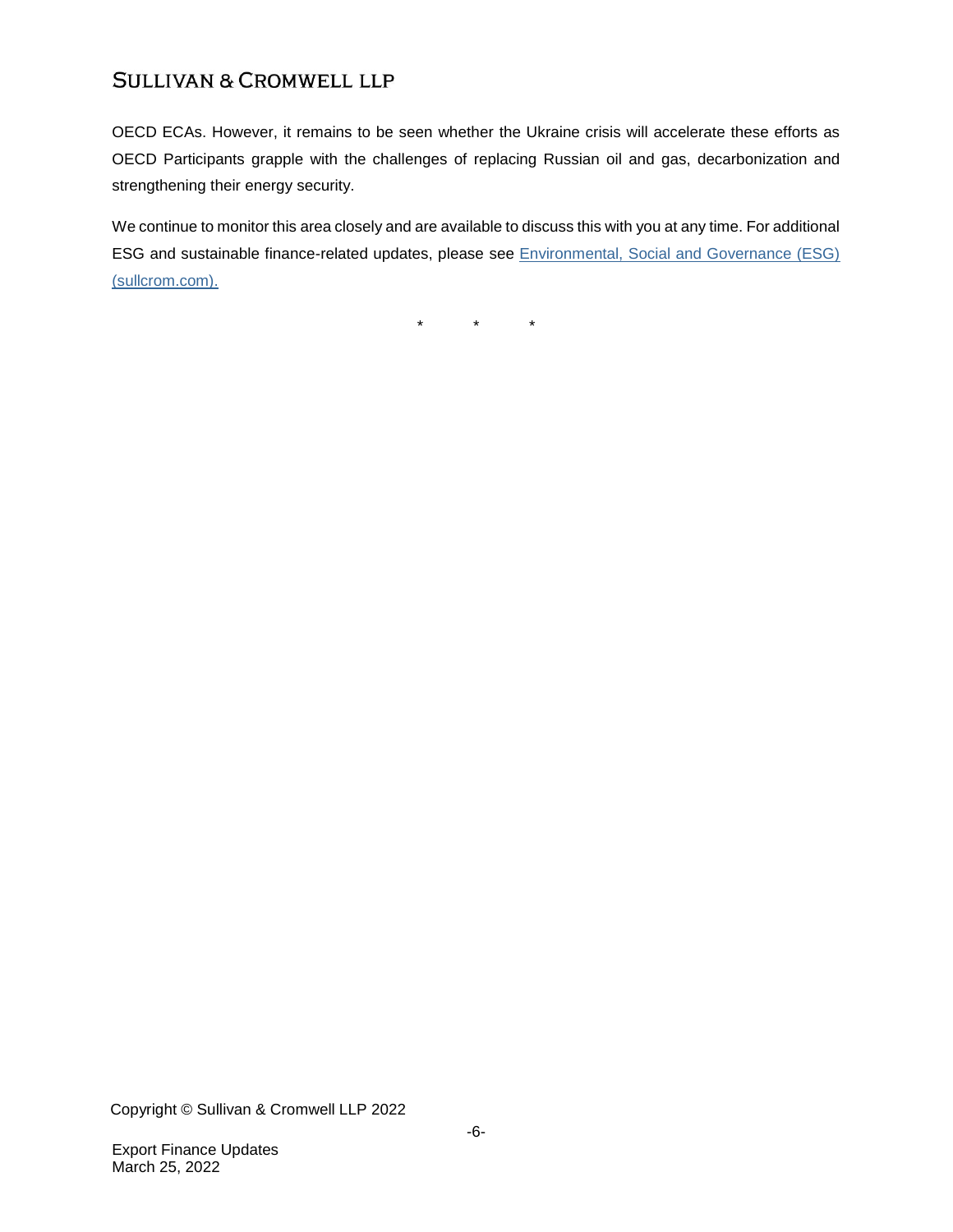OECD ECAs. However, it remains to be seen whether the Ukraine crisis will accelerate these efforts as OECD Participants grapple with the challenges of replacing Russian oil and gas, decarbonization and strengthening their energy security.

We continue to monitor this area closely and are available to discuss this with you at any time. For additional ESG and sustainable finance-related updates, please see [Environmental, Social and Governance (ESG) (sullcrom.com).](https://www.sullcrom.com)

\* \* \*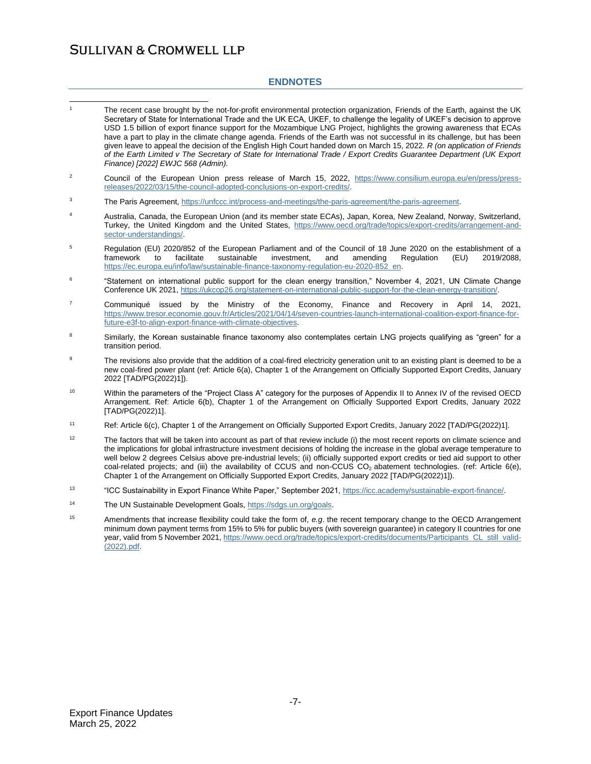## ENDNOTES

1. The recent case brought by the not-for-profit environmental protection organization, Friends of the Earth, against the UK Secretary of State for International Trade and the UK ECA, UKEF, to challenge the legality of UKEF's decision to approve USD 1.5 billion of export finance support for the Mozambique LNG Project, highlights the growing awareness that ECAs have a part to play in the climate change agenda. Friends of the Earth was not successful in its challenge, but has been given leave to appeal the decision of the English High Court handed down on March 15, 2022. *R (on application of Friends of the Earth Limited v The Secretary of State for International Trade / Export Credits Guarantee Department (UK Export Finance) [2022] EWJC 568 (Admin).*

2. Council of the European Union press release of March 15, 2022, https://www.consilium.europa.eu/en/press/press-releases/2022/03/15/the-council-adopted-conclusions-on-export-credits/.

3. The Paris Agreement, https://unfccc.int/process-and-meetings/the-paris-agreement/the-paris-agreement.

4. Australia, Canada, the European Union (and its member state ECAs), Japan, Korea, New Zealand, Norway, Switzerland, Turkey, the United Kingdom and the United States, https://www.oecd.org/trade/topics/export-credits/arrangement-and-sector-understandings/.

5. Regulation (EU) 2020/852 of the European Parliament and of the Council of 18 June 2020 on the establishment of a framework to facilitate sustainable investment, and amending Regulation (EU) 2019/2088, https://ec.europa.eu/info/law/sustainable-finance-taxonomy-regulation-eu-2020-852_en.

6. "Statement on international public support for the clean energy transition," November 4, 2021, UN Climate Change Conference UK 2021, https://ukcop26.org/statement-on-international-public-support-for-the-clean-energy-transition/.

7. Communiqué issued by the Ministry of the Economy, Finance and Recovery in April 14, 2021, https://www.tresor.economie.gouv.fr/Articles/2021/04/14/seven-countries-launch-international-coalition-export-finance-for-future-e3f-to-align-export-finance-with-climate-objectives.

8. Similarly, the Korean sustainable finance taxonomy also contemplates certain LNG projects qualifying as "green" for a transition period.

9. The revisions also provide that the addition of a coal-fired electricity generation unit to an existing plant is deemed to be a new coal-fired power plant (ref: Article 6(a), Chapter 1 of the Arrangement on Officially Supported Export Credits, January 2022 [TAD/PG(2022)1]).

10. Within the parameters of the "Project Class A" category for the purposes of Appendix II to Annex IV of the revised OECD Arrangement. Ref: Article 6(b), Chapter 1 of the Arrangement on Officially Supported Export Credits, January 2022 [TAD/PG(2022)1].

11. Ref: Article 6(c), Chapter 1 of the Arrangement on Officially Supported Export Credits, January 2022 [TAD/PG(2022)1].

12. The factors that will be taken into account as part of that review include (i) the most recent reports on climate science and the implications for global infrastructure investment decisions of holding the increase in the global average temperature to well below 2 degrees Celsius above pre-industrial levels; (ii) officially supported export credits or tied aid support to other coal-related projects; and (iii) the availability of CCUS and non-CCUS $CO_2$ abatement technologies. (ref: Article 6(e), Chapter 1 of the Arrangement on Officially Supported Export Credits, January 2022 [TAD/PG(2022)1]).

13. "ICC Sustainability in Export Finance White Paper," September 2021, https://icc.academy/sustainable-export-finance/.

14. The UN Sustainable Development Goals, https://sdgs.un.org/goals.

15. Amendments that increase flexibility could take the form of, *e.g*. the recent temporary change to the OECD Arrangement minimum down payment terms from 15% to 5% for public buyers (with sovereign guarantee) in category II countries for one year, valid from 5 November 2021, https://www.oecd.org/trade/topics/export-credits/documents/Participants_CL_still_valid-(2022).pdf.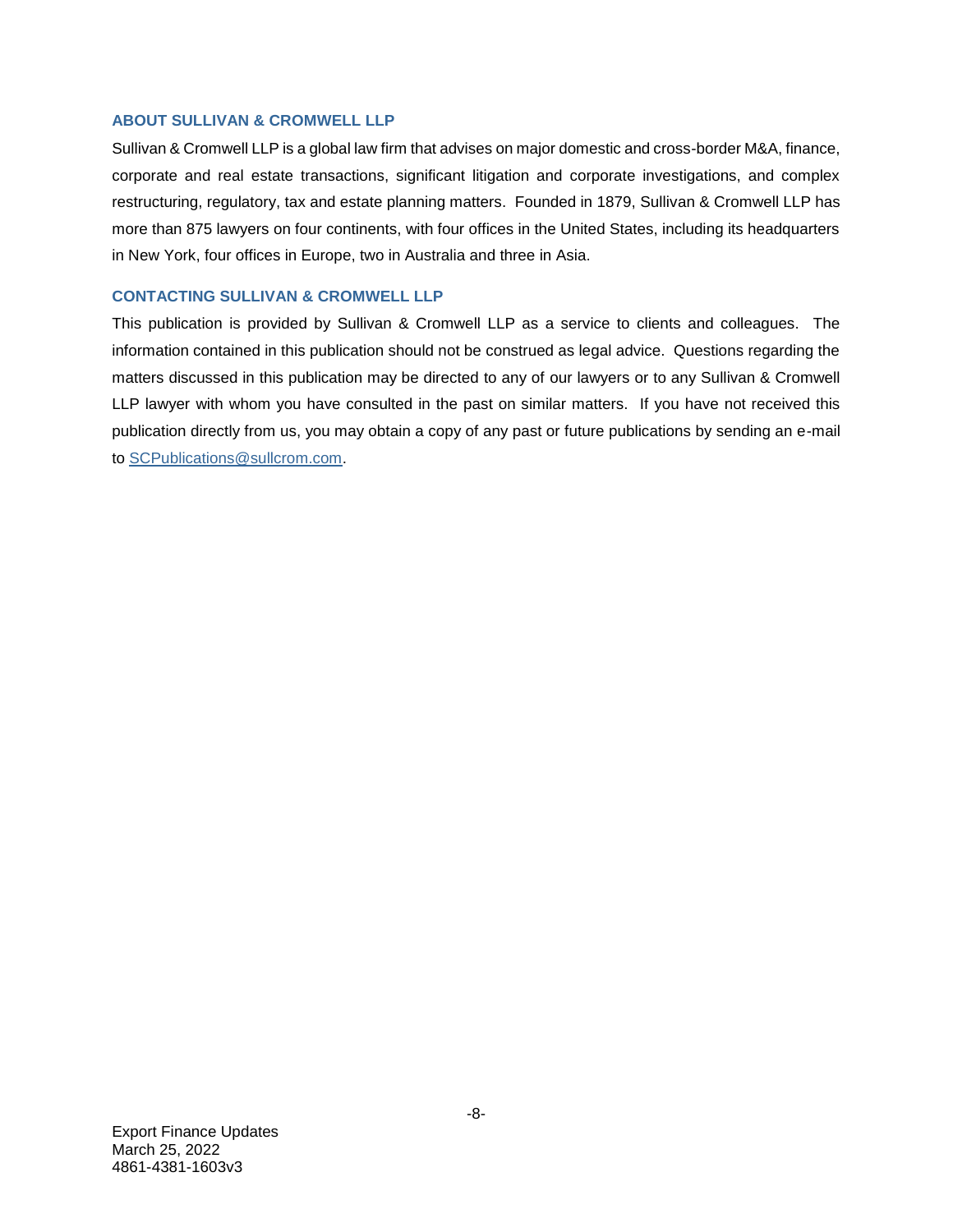## ABOUT SULLIVAN & CROMWELL LLP

Sullivan & Cromwell LLP is a global law firm that advises on major domestic and cross-border M&A, finance, corporate and real estate transactions, significant litigation and corporate investigations, and complex restructuring, regulatory, tax and estate planning matters. Founded in 1879, Sullivan & Cromwell LLP has more than 875 lawyers on four continents, with four offices in the United States, including its headquarters in New York, four offices in Europe, two in Australia and three in Asia.

## CONTACTING SULLIVAN & CROMWELL LLP

This publication is provided by Sullivan & Cromwell LLP as a service to clients and colleagues. The information contained in this publication should not be construed as legal advice. Questions regarding the matters discussed in this publication may be directed to any of our lawyers or to any Sullivan & Cromwell LLP lawyer with whom you have consulted in the past on similar matters. If you have not received this publication directly from us, you may obtain a copy of any past or future publications by sending an e-mail to SCPublications@sullcrom.com.